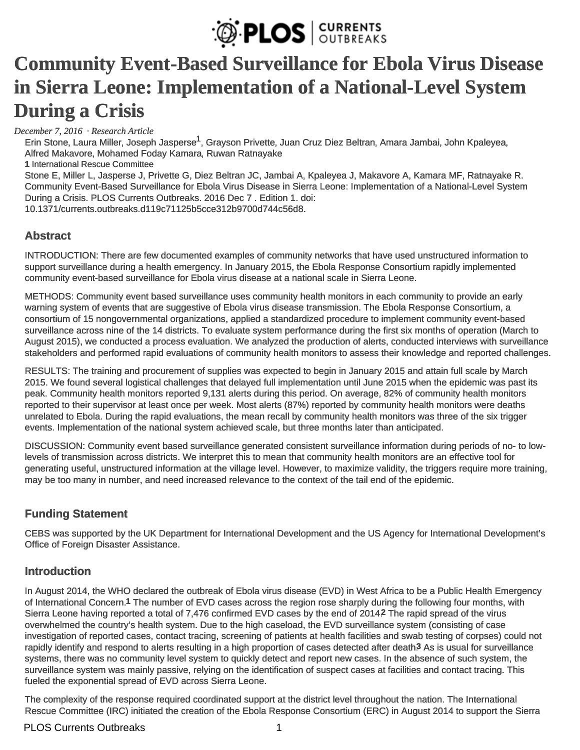# Community Event-Based Surveillance for Ebola Virus Disease in Sierra Leone: Implementation of a National-Level System During a Crisis

*December 7, 2016 · Research Article*

Erin Stone, Laura Miller, Joseph Jasperse[1], Grayson Privette, Juan Cruz Diez Beltran, Amara Jambai, John Kpaleyea, Alfred Makavore, Mohamed Foday Kamara, Ruwan Ratnayake

**1** International Rescue Committee

Stone E, Miller L, Jasperse J, Privette G, Diez Beltran JC, Jambai A, Kpaleyea J, Makavore A, Kamara MF, Ratnayake R. Community Event-Based Surveillance for Ebola Virus Disease in Sierra Leone: Implementation of a National-Level System During a Crisis. PLOS Currents Outbreaks. 2016 Dec 7 . Edition 1. doi: 10.1371/currents.outbreaks.d119c71125b5cce312b9700d744c56d8.

## Abstract

INTRODUCTION: There are few documented examples of community networks that have used unstructured information to support surveillance during a health emergency. In January 2015, the Ebola Response Consortium rapidly implemented community event-based surveillance for Ebola virus disease at a national scale in Sierra Leone.

METHODS: Community event based surveillance uses community health monitors in each community to provide an early warning system of events that are suggestive of Ebola virus disease transmission. The Ebola Response Consortium, a consortium of 15 nongovernmental organizations, applied a standardized procedure to implement community event-based surveillance across nine of the 14 districts. To evaluate system performance during the first six months of operation (March to August 2015), we conducted a process evaluation. We analyzed the production of alerts, conducted interviews with surveillance stakeholders and performed rapid evaluations of community health monitors to assess their knowledge and reported challenges.

RESULTS: The training and procurement of supplies was expected to begin in January 2015 and attain full scale by March 2015. We found several logistical challenges that delayed full implementation until June 2015 when the epidemic was past its peak. Community health monitors reported 9,131 alerts during this period. On average, 82% of community health monitors reported to their supervisor at least once per week. Most alerts (87%) reported by community health monitors were deaths unrelated to Ebola. During the rapid evaluations, the mean recall by community health monitors was three of the six trigger events. Implementation of the national system achieved scale, but three months later than anticipated.

DISCUSSION: Community event based surveillance generated consistent surveillance information during periods of no- to low-levels of transmission across districts. We interpret this to mean that community health monitors are an effective tool for generating useful, unstructured information at the village level. However, to maximize validity, the triggers require more training, may be too many in number, and need increased relevance to the context of the tail end of the epidemic.

## Funding Statement

CEBS was supported by the UK Department for International Development and the US Agency for International Development's Office of Foreign Disaster Assistance.

## Introduction

In August 2014, the WHO declared the outbreak of Ebola virus disease (EVD) in West Africa to be a Public Health Emergency of International Concern.[1] The number of EVD cases across the region rose sharply during the following four months, with Sierra Leone having reported a total of 7,476 confirmed EVD cases by the end of 2014.[2] The rapid spread of the virus overwhelmed the country's health system. Due to the high caseload, the EVD surveillance system (consisting of case investigation of reported cases, contact tracing, screening of patients at health facilities and swab testing of corpses) could not rapidly identify and respond to alerts resulting in a high proportion of cases detected after death.[3] As is usual for surveillance systems, there was no community level system to quickly detect and report new cases. In the absence of such system, the surveillance system was mainly passive, relying on the identification of suspect cases at facilities and contact tracing. This fueled the exponential spread of EVD across Sierra Leone.

The complexity of the response required coordinated support at the district level throughout the nation. The International Rescue Committee (IRC) initiated the creation of the Ebola Response Consortium (ERC) in August 2014 to support the Sierra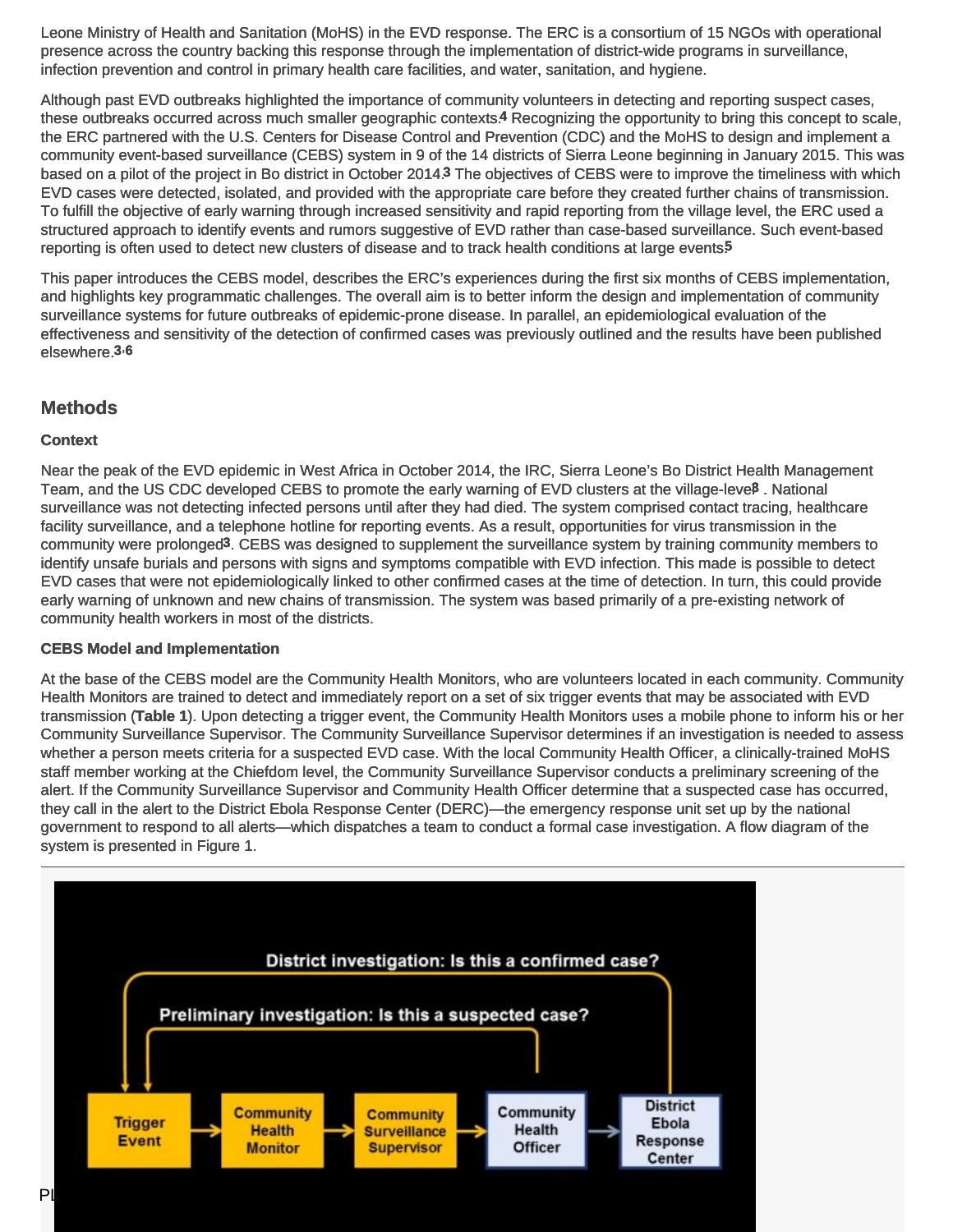Leone Ministry of Health and Sanitation (MoHS) in the EVD response. The ERC is a consortium of 15 NGOs with operational presence across the country backing this response through the implementation of district-wide programs in surveillance, infection prevention and control in primary health care facilities, and water, sanitation, and hygiene.

Although past EVD outbreaks highlighted the importance of community volunteers in detecting and reporting suspect cases, these outbreaks occurred across much smaller geographic contexts.[4] Recognizing the opportunity to bring this concept to scale, the ERC partnered with the U.S. Centers for Disease Control and Prevention (CDC) and the MoHS to design and implement a community event-based surveillance (CEBS) system in 9 of the 14 districts of Sierra Leone beginning in January 2015. This was based on a pilot of the project in Bo district in October 2014.[3] The objectives of CEBS were to improve the timeliness with which EVD cases were detected, isolated, and provided with the appropriate care before they created further chains of transmission. To fulfill the objective of early warning through increased sensitivity and rapid reporting from the village level, the ERC used a structured approach to identify events and rumors suggestive of EVD rather than case-based surveillance. Such event-based reporting is often used to detect new clusters of disease and to track health conditions at large events.[5]

This paper introduces the CEBS model, describes the ERC's experiences during the first six months of CEBS implementation, and highlights key programmatic challenges. The overall aim is to better inform the design and implementation of community surveillance systems for future outbreaks of epidemic-prone disease. In parallel, an epidemiological evaluation of the effectiveness and sensitivity of the detection of confirmed cases was previously outlined and the results have been published elsewhere.[3,6]

## Methods

### Context

Near the peak of the EVD epidemic in West Africa in October 2014, the IRC, Sierra Leone's Bo District Health Management Team, and the US CDC developed CEBS to promote the early warning of EVD clusters at the village-level[3]. National surveillance was not detecting infected persons until after they had died. The system comprised contact tracing, healthcare facility surveillance, and a telephone hotline for reporting events. As a result, opportunities for virus transmission in the community were prolonged[3]. CEBS was designed to supplement the surveillance system by training community members to identify unsafe burials and persons with signs and symptoms compatible with EVD infection. This made is possible to detect EVD cases that were not epidemiologically linked to other confirmed cases at the time of detection. In turn, this could provide early warning of unknown and new chains of transmission. The system was based primarily of a pre-existing network of community health workers in most of the districts.

### CEBS Model and Implementation

At the base of the CEBS model are the Community Health Monitors, who are volunteers located in each community. Community Health Monitors are trained to detect and immediately report on a set of six trigger events that may be associated with EVD transmission (**Table 1**). Upon detecting a trigger event, the Community Health Monitors uses a mobile phone to inform his or her Community Surveillance Supervisor. The Community Surveillance Supervisor determines if an investigation is needed to assess whether a person meets criteria for a suspected EVD case. With the local Community Health Officer, a clinically-trained MoHS staff member working at the Chiefdom level, the Community Surveillance Supervisor conducts a preliminary screening of the alert. If the Community Surveillance Supervisor and Community Health Officer determine that a suspected case has occurred, they call in the alert to the District Ebola Response Center (DERC)—the emergency response unit set up by the national government to respond to all alerts—which dispatches a team to conduct a formal case investigation. A flow diagram of the system is presented in Figure 1.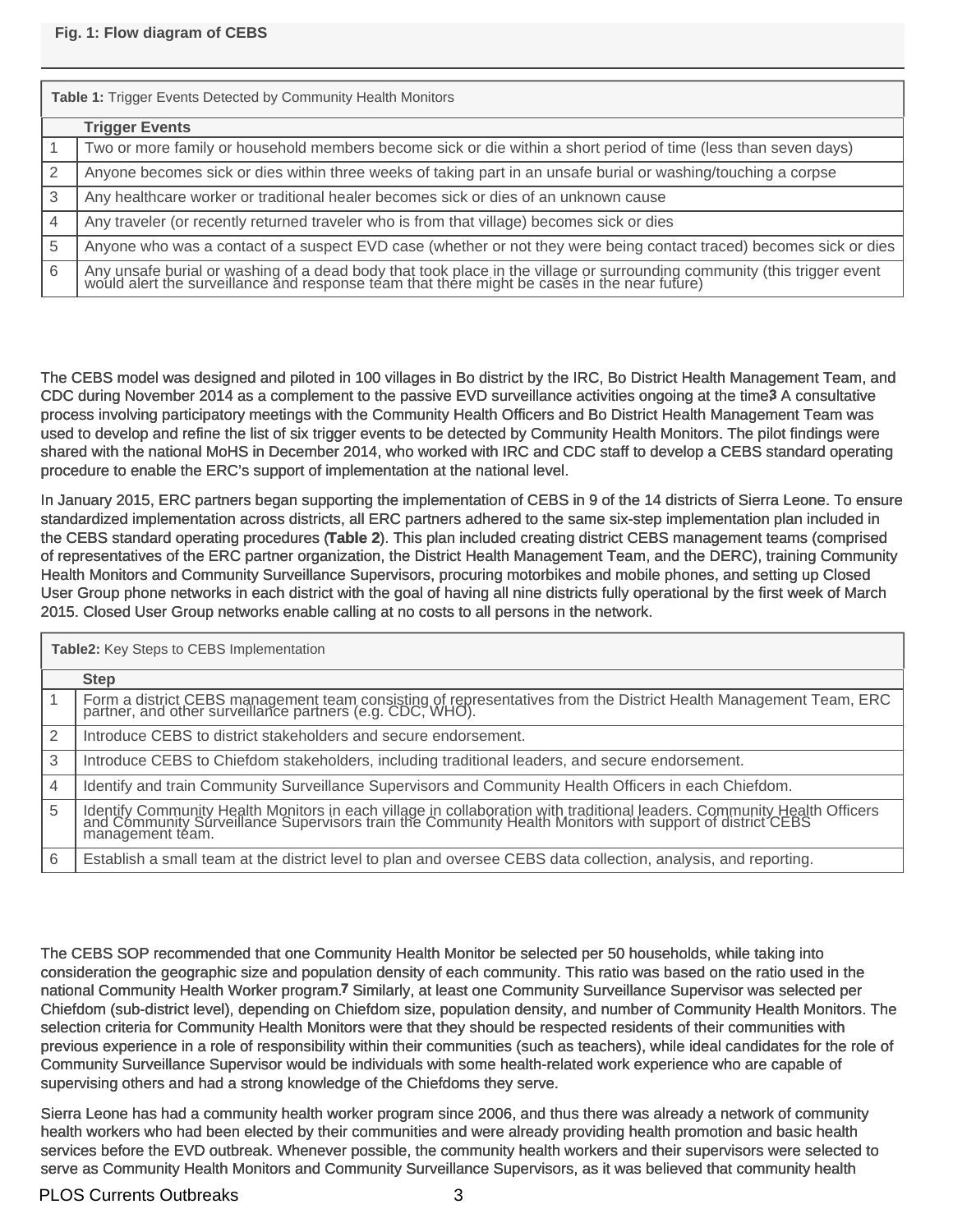**Fig. 1: Flow diagram of CEBS**

**Table 1:** Trigger Events Detected by Community Health Monitors

| | Trigger Events |
|---|---|
| 1 | Two or more family or household members become sick or die within a short period of time (less than seven days) |
| 2 | Anyone becomes sick or dies within three weeks of taking part in an unsafe burial or washing/touching a corpse |
| 3 | Any healthcare worker or traditional healer becomes sick or dies of an unknown cause |
| 4 | Any traveler (or recently returned traveler who is from that village) becomes sick or dies |
| 5 | Anyone who was a contact of a suspect EVD case (whether or not they were being contact traced) becomes sick or dies |
| 6 | Any unsafe burial or washing of a dead body that took place in the village or surrounding community (this trigger event would alert the surveillance and response team that there might be cases in the near future) |

The CEBS model was designed and piloted in 100 villages in Bo district by the IRC, Bo District Health Management Team, and CDC during November 2014 as a complement to the passive EVD surveillance activities ongoing at the time[3] A consultative process involving participatory meetings with the Community Health Officers and Bo District Health Management Team was used to develop and refine the list of six trigger events to be detected by Community Health Monitors. The pilot findings were shared with the national MoHS in December 2014, who worked with IRC and CDC staff to develop a CEBS standard operating procedure to enable the ERC's support of implementation at the national level.

In January 2015, ERC partners began supporting the implementation of CEBS in 9 of the 14 districts of Sierra Leone. To ensure standardized implementation across districts, all ERC partners adhered to the same six-step implementation plan included in the CEBS standard operating procedures (**Table 2**). This plan included creating district CEBS management teams (comprised of representatives of the ERC partner organization, the District Health Management Team, and the DERC), training Community Health Monitors and Community Surveillance Supervisors, procuring motorbikes and mobile phones, and setting up Closed User Group phone networks in each district with the goal of having all nine districts fully operational by the first week of March 2015. Closed User Group networks enable calling at no costs to all persons in the network.

**Table2:** Key Steps to CEBS Implementation

| | Step |
|---|---|
| 1 | Form a district CEBS management team consisting of representatives from the District Health Management Team, ERC partner, and other surveillance partners (e.g. CDC, WHO). |
| 2 | Introduce CEBS to district stakeholders and secure endorsement. |
| 3 | Introduce CEBS to Chiefdom stakeholders, including traditional leaders, and secure endorsement. |
| 4 | Identify and train Community Surveillance Supervisors and Community Health Officers in each Chiefdom. |
| 5 | Identify Community Health Monitors in each village in collaboration with traditional leaders. Community Health Officers and Community Surveillance Supervisors train the Community Health Monitors with support of district CEBS management team. |
| 6 | Establish a small team at the district level to plan and oversee CEBS data collection, analysis, and reporting. |

The CEBS SOP recommended that one Community Health Monitor be selected per 50 households, while taking into consideration the geographic size and population density of each community. This ratio was based on the ratio used in the national Community Health Worker program.[7] Similarly, at least one Community Surveillance Supervisor was selected per Chiefdom (sub-district level), depending on Chiefdom size, population density, and number of Community Health Monitors. The selection criteria for Community Health Monitors were that they should be respected residents of their communities with previous experience in a role of responsibility within their communities (such as teachers), while ideal candidates for the role of Community Surveillance Supervisor would be individuals with some health-related work experience who are capable of supervising others and had a strong knowledge of the Chiefdoms they serve.

Sierra Leone has had a community health worker program since 2006, and thus there was already a network of community health workers who had been elected by their communities and were already providing health promotion and basic health services before the EVD outbreak. Whenever possible, the community health workers and their supervisors were selected to serve as Community Health Monitors and Community Surveillance Supervisors, as it was believed that community health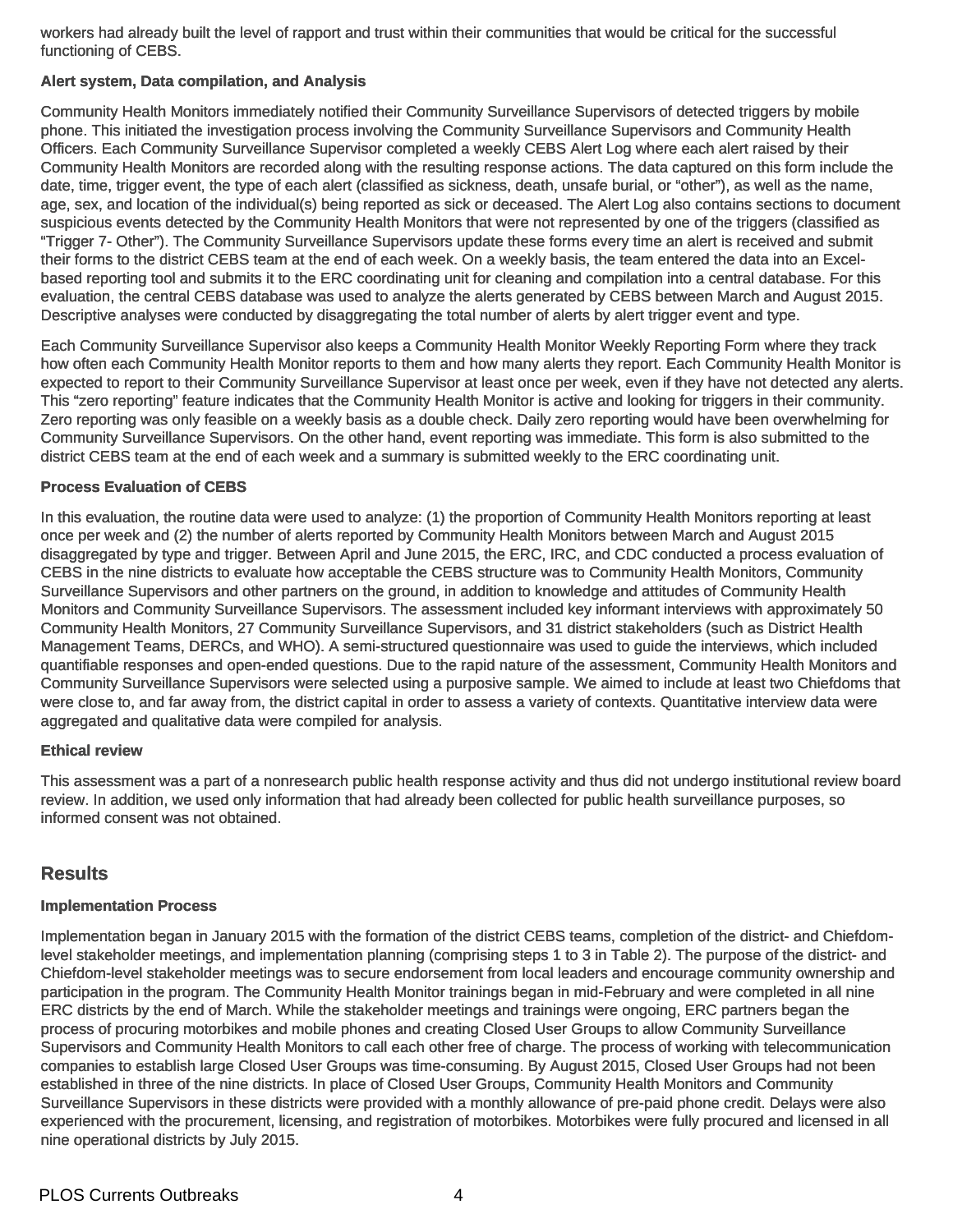workers had already built the level of rapport and trust within their communities that would be critical for the successful functioning of CEBS.

### Alert system, Data compilation, and Analysis

Community Health Monitors immediately notified their Community Surveillance Supervisors of detected triggers by mobile phone. This initiated the investigation process involving the Community Surveillance Supervisors and Community Health Officers. Each Community Surveillance Supervisor completed a weekly CEBS Alert Log where each alert raised by their Community Health Monitors are recorded along with the resulting response actions. The data captured on this form include the date, time, trigger event, the type of each alert (classified as sickness, death, unsafe burial, or "other"), as well as the name, age, sex, and location of the individual(s) being reported as sick or deceased. The Alert Log also contains sections to document suspicious events detected by the Community Health Monitors that were not represented by one of the triggers (classified as "Trigger 7- Other"). The Community Surveillance Supervisors update these forms every time an alert is received and submit their forms to the district CEBS team at the end of each week. On a weekly basis, the team entered the data into an Excel-based reporting tool and submits it to the ERC coordinating unit for cleaning and compilation into a central database. For this evaluation, the central CEBS database was used to analyze the alerts generated by CEBS between March and August 2015. Descriptive analyses were conducted by disaggregating the total number of alerts by alert trigger event and type.

Each Community Surveillance Supervisor also keeps a Community Health Monitor Weekly Reporting Form where they track how often each Community Health Monitor reports to them and how many alerts they report. Each Community Health Monitor is expected to report to their Community Surveillance Supervisor at least once per week, even if they have not detected any alerts. This "zero reporting" feature indicates that the Community Health Monitor is active and looking for triggers in their community. Zero reporting was only feasible on a weekly basis as a double check. Daily zero reporting would have been overwhelming for Community Surveillance Supervisors. On the other hand, event reporting was immediate. This form is also submitted to the district CEBS team at the end of each week and a summary is submitted weekly to the ERC coordinating unit.

### Process Evaluation of CEBS

In this evaluation, the routine data were used to analyze: (1) the proportion of Community Health Monitors reporting at least once per week and (2) the number of alerts reported by Community Health Monitors between March and August 2015 disaggregated by type and trigger. Between April and June 2015, the ERC, IRC, and CDC conducted a process evaluation of CEBS in the nine districts to evaluate how acceptable the CEBS structure was to Community Health Monitors, Community Surveillance Supervisors and other partners on the ground, in addition to knowledge and attitudes of Community Health Monitors and Community Surveillance Supervisors. The assessment included key informant interviews with approximately 50 Community Health Monitors, 27 Community Surveillance Supervisors, and 31 district stakeholders (such as District Health Management Teams, DERCs, and WHO). A semi-structured questionnaire was used to guide the interviews, which included quantifiable responses and open-ended questions. Due to the rapid nature of the assessment, Community Health Monitors and Community Surveillance Supervisors were selected using a purposive sample. We aimed to include at least two Chiefdoms that were close to, and far away from, the district capital in order to assess a variety of contexts. Quantitative interview data were aggregated and qualitative data were compiled for analysis.

### Ethical review

This assessment was a part of a nonresearch public health response activity and thus did not undergo institutional review board review. In addition, we used only information that had already been collected for public health surveillance purposes, so informed consent was not obtained.

## Results

### Implementation Process

Implementation began in January 2015 with the formation of the district CEBS teams, completion of the district- and Chiefdom-level stakeholder meetings, and implementation planning (comprising steps 1 to 3 in Table 2). The purpose of the district- and Chiefdom-level stakeholder meetings was to secure endorsement from local leaders and encourage community ownership and participation in the program. The Community Health Monitor trainings began in mid-February and were completed in all nine ERC districts by the end of March. While the stakeholder meetings and trainings were ongoing, ERC partners began the process of procuring motorbikes and mobile phones and creating Closed User Groups to allow Community Surveillance Supervisors and Community Health Monitors to call each other free of charge. The process of working with telecommunication companies to establish large Closed User Groups was time-consuming. By August 2015, Closed User Groups had not been established in three of the nine districts. In place of Closed User Groups, Community Health Monitors and Community Surveillance Supervisors in these districts were provided with a monthly allowance of pre-paid phone credit. Delays were also experienced with the procurement, licensing, and registration of motorbikes. Motorbikes were fully procured and licensed in all nine operational districts by July 2015.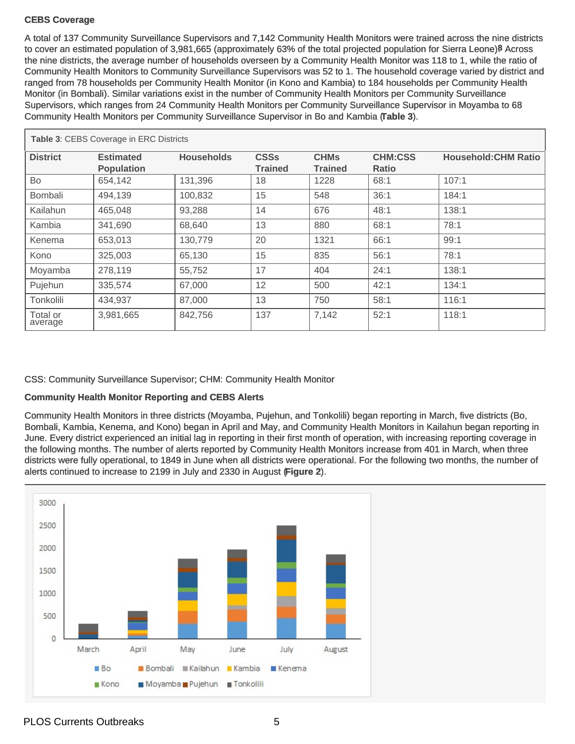**CEBS Coverage**

A total of 137 Community Surveillance Supervisors and 7,142 Community Health Monitors were trained across the nine districts to cover an estimated population of 3,981,665 (approximately 63% of the total projected population for Sierra Leone)[8] Across the nine districts, the average number of households overseen by a Community Health Monitor was 118 to 1, while the ratio of Community Health Monitors to Community Surveillance Supervisors was 52 to 1. The household coverage varied by district and ranged from 78 households per Community Health Monitor (in Kono and Kambia) to 184 households per Community Health Monitor (in Bombali). Similar variations exist in the number of Community Health Monitors per Community Surveillance Supervisors, which ranges from 24 Community Health Monitors per Community Surveillance Supervisor in Moyamba to 68 Community Health Monitors per Community Surveillance Supervisor in Bo and Kambia (**Table 3**).

**Table 3**: CEBS Coverage in ERC Districts

| District | Estimated Population | Households | CSSs Trained | CHMs Trained | CHM:CSS Ratio | Household:CHM Ratio |
|---|---|---|---|---|---|---|
| Bo | 654,142 | 131,396 | 18 | 1228 | 68:1 | 107:1 |
| Bombali | 494,139 | 100,832 | 15 | 548 | 36:1 | 184:1 |
| Kailahun | 465,048 | 93,288 | 14 | 676 | 48:1 | 138:1 |
| Kambia | 341,690 | 68,640 | 13 | 880 | 68:1 | 78:1 |
| Kenema | 653,013 | 130,779 | 20 | 1321 | 66:1 | 99:1 |
| Kono | 325,003 | 65,130 | 15 | 835 | 56:1 | 78:1 |
| Moyamba | 278,119 | 55,752 | 17 | 404 | 24:1 | 138:1 |
| Pujehun | 335,574 | 67,000 | 12 | 500 | 42:1 | 134:1 |
| Tonkolili | 434,937 | 87,000 | 13 | 750 | 58:1 | 116:1 |
| Total or average | 3,981,665 | 842,756 | 137 | 7,142 | 52:1 | 118:1 |

CSS: Community Surveillance Supervisor; CHM: Community Health Monitor

**Community Health Monitor Reporting and CEBS Alerts**

Community Health Monitors in three districts (Moyamba, Pujehun, and Tonkolili) began reporting in March, five districts (Bo, Bombali, Kambia, Kenema, and Kono) began in April and May, and Community Health Monitors in Kailahun began reporting in June. Every district experienced an initial lag in reporting in their first month of operation, with increasing reporting coverage in the following months. The number of alerts reported by Community Health Monitors increase from 401 in March, when three districts were fully operational, to 1849 in June when all districts were operational. For the following two months, the number of alerts continued to increase to 2199 in July and 2330 in August (**Figure 2**).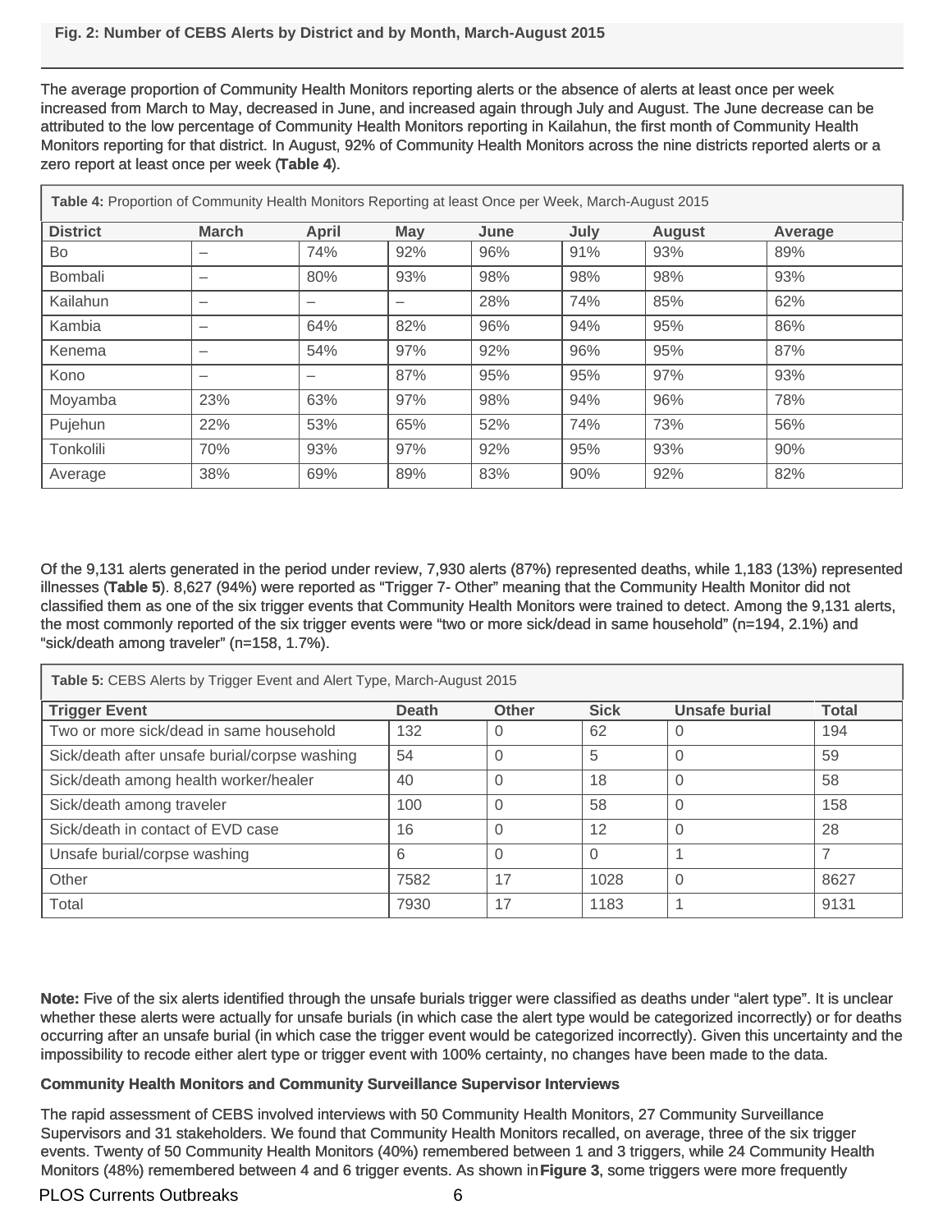**Fig. 2: Number of CEBS Alerts by District and by Month, March-August 2015**

The average proportion of Community Health Monitors reporting alerts or the absence of alerts at least once per week increased from March to May, decreased in June, and increased again through July and August. The June decrease can be attributed to the low percentage of Community Health Monitors reporting in Kailahun, the first month of Community Health Monitors reporting for that district. In August, 92% of Community Health Monitors across the nine districts reported alerts or a zero report at least once per week (**Table 4**).

**Table 4:** Proportion of Community Health Monitors Reporting at least Once per Week, March-August 2015

| District | March | April | May | June | July | August | Average |
|---|---|---|---|---|---|---|---|
| Bo | – | 74% | 92% | 96% | 91% | 93% | 89% |
| Bombali | – | 80% | 93% | 98% | 98% | 98% | 93% |
| Kailahun | – | – | – | 28% | 74% | 85% | 62% |
| Kambia | – | 64% | 82% | 96% | 94% | 95% | 86% |
| Kenema | – | 54% | 97% | 92% | 96% | 95% | 87% |
| Kono | – | – | 87% | 95% | 95% | 97% | 93% |
| Moyamba | 23% | 63% | 97% | 98% | 94% | 96% | 78% |
| Pujehun | 22% | 53% | 65% | 52% | 74% | 73% | 56% |
| Tonkolili | 70% | 93% | 97% | 92% | 95% | 93% | 90% |
| Average | 38% | 69% | 89% | 83% | 90% | 92% | 82% |

Of the 9,131 alerts generated in the period under review, 7,930 alerts (87%) represented deaths, while 1,183 (13%) represented illnesses (**Table 5**). 8,627 (94%) were reported as "Trigger 7- Other" meaning that the Community Health Monitor did not classified them as one of the six trigger events that Community Health Monitors were trained to detect. Among the 9,131 alerts, the most commonly reported of the six trigger events were "two or more sick/dead in same household" (n=194, 2.1%) and "sick/death among traveler" (n=158, 1.7%).

**Table 5:** CEBS Alerts by Trigger Event and Alert Type, March-August 2015

| Trigger Event | Death | Other | Sick | Unsafe burial | Total |
|---|---|---|---|---|---|
| Two or more sick/dead in same household | 132 | 0 | 62 | 0 | 194 |
| Sick/death after unsafe burial/corpse washing | 54 | 0 | 5 | 0 | 59 |
| Sick/death among health worker/healer | 40 | 0 | 18 | 0 | 58 |
| Sick/death among traveler | 100 | 0 | 58 | 0 | 158 |
| Sick/death in contact of EVD case | 16 | 0 | 12 | 0 | 28 |
| Unsafe burial/corpse washing | 6 | 0 | 0 | 1 | 7 |
| Other | 7582 | 17 | 1028 | 0 | 8627 |
| Total | 7930 | 17 | 1183 | 1 | 9131 |

**Note:** Five of the six alerts identified through the unsafe burials trigger were classified as deaths under "alert type". It is unclear whether these alerts were actually for unsafe burials (in which case the alert type would be categorized incorrectly) or for deaths occurring after an unsafe burial (in which case the trigger event would be categorized incorrectly). Given this uncertainty and the impossibility to recode either alert type or trigger event with 100% certainty, no changes have been made to the data.

**Community Health Monitors and Community Surveillance Supervisor Interviews**

The rapid assessment of CEBS involved interviews with 50 Community Health Monitors, 27 Community Surveillance Supervisors and 31 stakeholders. We found that Community Health Monitors recalled, on average, three of the six trigger events. Twenty of 50 Community Health Monitors (40%) remembered between 1 and 3 triggers, while 24 Community Health Monitors (48%) remembered between 4 and 6 trigger events. As shown in **Figure 3**, some triggers were more frequently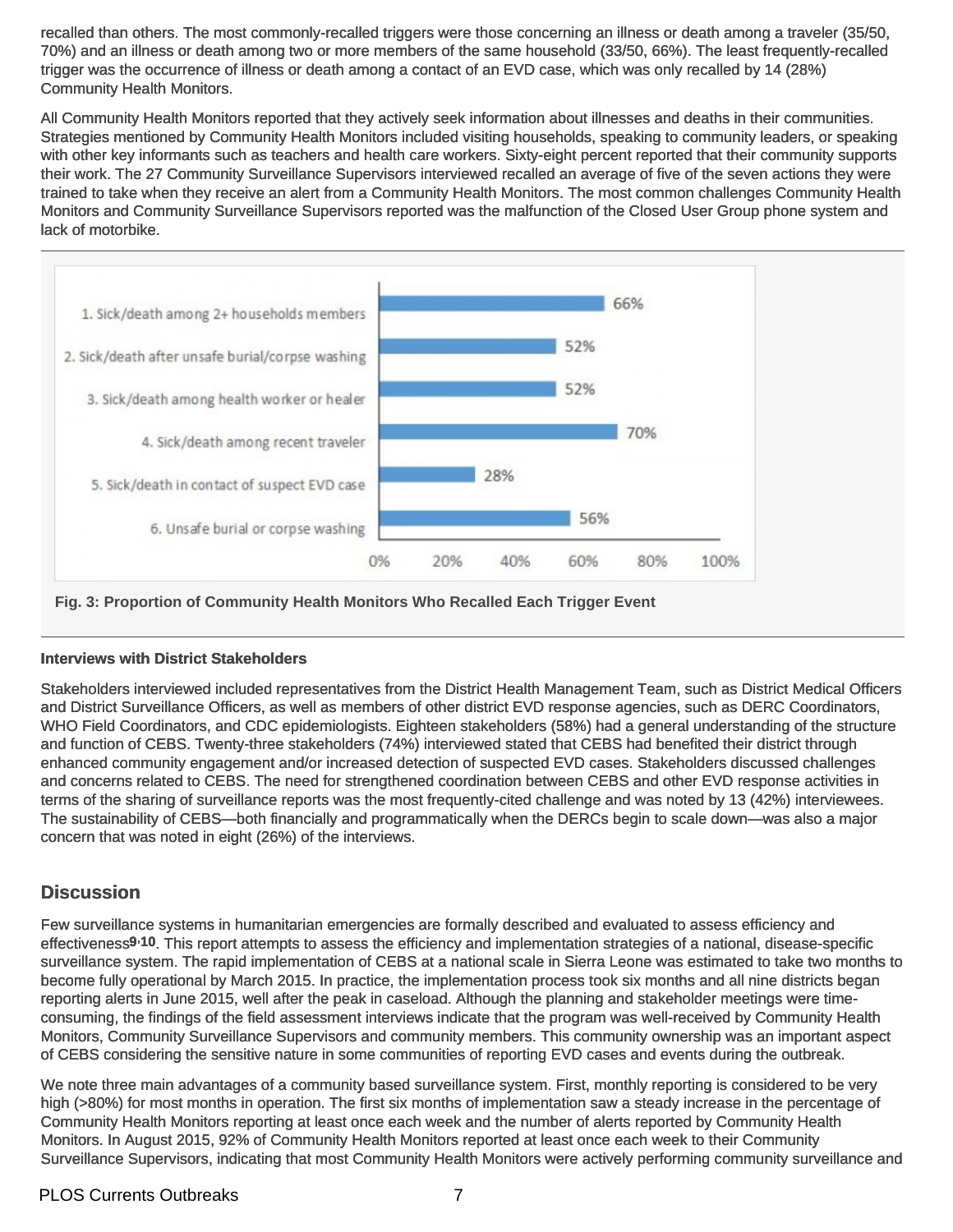recalled than others. The most commonly-recalled triggers were those concerning an illness or death among a traveler (35/50, 70%) and an illness or death among two or more members of the same household (33/50, 66%). The least frequently-recalled trigger was the occurrence of illness or death among a contact of an EVD case, which was only recalled by 14 (28%) Community Health Monitors.

All Community Health Monitors reported that they actively seek information about illnesses and deaths in their communities. Strategies mentioned by Community Health Monitors included visiting households, speaking to community leaders, or speaking with other key informants such as teachers and health care workers. Sixty-eight percent reported that their community supports their work. The 27 Community Surveillance Supervisors interviewed recalled an average of five of the seven actions they were trained to take when they receive an alert from a Community Health Monitors. The most common challenges Community Health Monitors and Community Surveillance Supervisors reported was the malfunction of the Closed User Group phone system and lack of motorbike.

| Trigger event | Proportion |
|---|---|
| 1. Sick/death among 2+ households members | 66% |
| 2. Sick/death after unsafe burial/corpse washing | 52% |
| 3. Sick/death among health worker or healer | 52% |
| 4. Sick/death among recent traveler | 70% |
| 5. Sick/death in contact of suspect EVD case | 28% |
| 6. Unsafe burial or corpse washing | 56% |

**Fig. 3: Proportion of Community Health Monitors Who Recalled Each Trigger Event**

#### Interviews with District Stakeholders

Stakeholders interviewed included representatives from the District Health Management Team, such as District Medical Officers and District Surveillance Officers, as well as members of other district EVD response agencies, such as DERC Coordinators, WHO Field Coordinators, and CDC epidemiologists. Eighteen stakeholders (58%) had a general understanding of the structure and function of CEBS. Twenty-three stakeholders (74%) interviewed stated that CEBS had benefited their district through enhanced community engagement and/or increased detection of suspected EVD cases. Stakeholders discussed challenges and concerns related to CEBS. The need for strengthened coordination between CEBS and other EVD response activities in terms of the sharing of surveillance reports was the most frequently-cited challenge and was noted by 13 (42%) interviewees. The sustainability of CEBS—both financially and programmatically when the DERCs begin to scale down—was also a major concern that was noted in eight (26%) of the interviews.

## Discussion

Few surveillance systems in humanitarian emergencies are formally described and evaluated to assess efficiency and effectiveness[9,10]. This report attempts to assess the efficiency and implementation strategies of a national, disease-specific surveillance system. The rapid implementation of CEBS at a national scale in Sierra Leone was estimated to take two months to become fully operational by March 2015. In practice, the implementation process took six months and all nine districts began reporting alerts in June 2015, well after the peak in caseload. Although the planning and stakeholder meetings were time-consuming, the findings of the field assessment interviews indicate that the program was well-received by Community Health Monitors, Community Surveillance Supervisors and community members. This community ownership was an important aspect of CEBS considering the sensitive nature in some communities of reporting EVD cases and events during the outbreak.

We note three main advantages of a community based surveillance system. First, monthly reporting is considered to be very high (>80%) for most months in operation. The first six months of implementation saw a steady increase in the percentage of Community Health Monitors reporting at least once each week and the number of alerts reported by Community Health Monitors. In August 2015, 92% of Community Health Monitors reported at least once each week to their Community Surveillance Supervisors, indicating that most Community Health Monitors were actively performing community surveillance and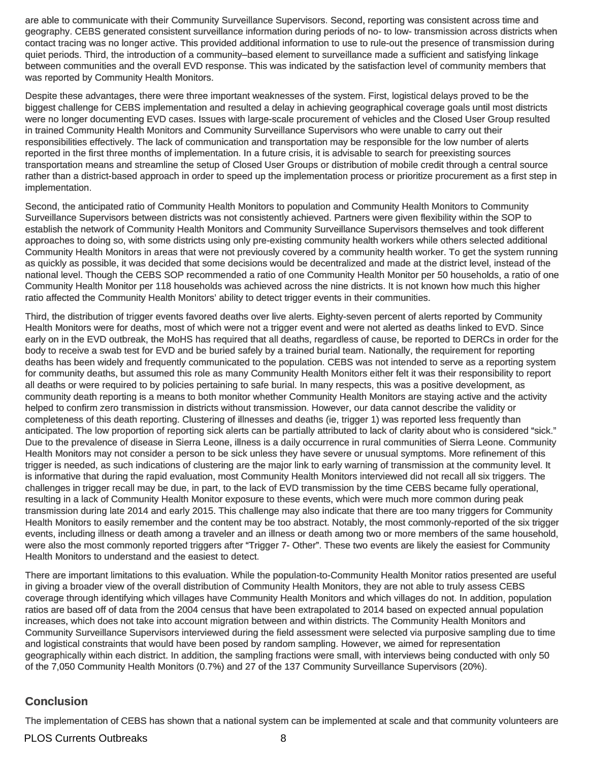are able to communicate with their Community Surveillance Supervisors. Second, reporting was consistent across time and geography. CEBS generated consistent surveillance information during periods of no- to low- transmission across districts when contact tracing was no longer active. This provided additional information to use to rule-out the presence of transmission during quiet periods. Third, the introduction of a community–based element to surveillance made a sufficient and satisfying linkage between communities and the overall EVD response. This was indicated by the satisfaction level of community members that was reported by Community Health Monitors.

Despite these advantages, there were three important weaknesses of the system. First, logistical delays proved to be the biggest challenge for CEBS implementation and resulted a delay in achieving geographical coverage goals until most districts were no longer documenting EVD cases. Issues with large-scale procurement of vehicles and the Closed User Group resulted in trained Community Health Monitors and Community Surveillance Supervisors who were unable to carry out their responsibilities effectively. The lack of communication and transportation may be responsible for the low number of alerts reported in the first three months of implementation. In a future crisis, it is advisable to search for preexisting sources transportation means and streamline the setup of Closed User Groups or distribution of mobile credit through a central source rather than a district-based approach in order to speed up the implementation process or prioritize procurement as a first step in implementation.

Second, the anticipated ratio of Community Health Monitors to population and Community Health Monitors to Community Surveillance Supervisors between districts was not consistently achieved. Partners were given flexibility within the SOP to establish the network of Community Health Monitors and Community Surveillance Supervisors themselves and took different approaches to doing so, with some districts using only pre-existing community health workers while others selected additional Community Health Monitors in areas that were not previously covered by a community health worker. To get the system running as quickly as possible, it was decided that some decisions would be decentralized and made at the district level, instead of the national level. Though the CEBS SOP recommended a ratio of one Community Health Monitor per 50 households, a ratio of one Community Health Monitor per 118 households was achieved across the nine districts. It is not known how much this higher ratio affected the Community Health Monitors' ability to detect trigger events in their communities.

Third, the distribution of trigger events favored deaths over live alerts. Eighty-seven percent of alerts reported by Community Health Monitors were for deaths, most of which were not a trigger event and were not alerted as deaths linked to EVD. Since early on in the EVD outbreak, the MoHS has required that all deaths, regardless of cause, be reported to DERCs in order for the body to receive a swab test for EVD and be buried safely by a trained burial team. Nationally, the requirement for reporting deaths has been widely and frequently communicated to the population. CEBS was not intended to serve as a reporting system for community deaths, but assumed this role as many Community Health Monitors either felt it was their responsibility to report all deaths or were required to by policies pertaining to safe burial. In many respects, this was a positive development, as community death reporting is a means to both monitor whether Community Health Monitors are staying active and the activity helped to confirm zero transmission in districts without transmission. However, our data cannot describe the validity or completeness of this death reporting. Clustering of illnesses and deaths (ie, trigger 1) was reported less frequently than anticipated. The low proportion of reporting sick alerts can be partially attributed to lack of clarity about who is considered "sick." Due to the prevalence of disease in Sierra Leone, illness is a daily occurrence in rural communities of Sierra Leone. Community Health Monitors may not consider a person to be sick unless they have severe or unusual symptoms. More refinement of this trigger is needed, as such indications of clustering are the major link to early warning of transmission at the community level. It is informative that during the rapid evaluation, most Community Health Monitors interviewed did not recall all six triggers. The challenges in trigger recall may be due, in part, to the lack of EVD transmission by the time CEBS became fully operational, resulting in a lack of Community Health Monitor exposure to these events, which were much more common during peak transmission during late 2014 and early 2015. This challenge may also indicate that there are too many triggers for Community Health Monitors to easily remember and the content may be too abstract. Notably, the most commonly-reported of the six trigger events, including illness or death among a traveler and an illness or death among two or more members of the same household, were also the most commonly reported triggers after "Trigger 7- Other". These two events are likely the easiest for Community Health Monitors to understand and the easiest to detect.

There are important limitations to this evaluation. While the population-to-Community Health Monitor ratios presented are useful in giving a broader view of the overall distribution of Community Health Monitors, they are not able to truly assess CEBS coverage through identifying which villages have Community Health Monitors and which villages do not. In addition, population ratios are based off of data from the 2004 census that have been extrapolated to 2014 based on expected annual population increases, which does not take into account migration between and within districts. The Community Health Monitors and Community Surveillance Supervisors interviewed during the field assessment were selected via purposive sampling due to time and logistical constraints that would have been posed by random sampling. However, we aimed for representation geographically within each district. In addition, the sampling fractions were small, with interviews being conducted with only 50 of the 7,050 Community Health Monitors (0.7%) and 27 of the 137 Community Surveillance Supervisors (20%).

## Conclusion

The implementation of CEBS has shown that a national system can be implemented at scale and that community volunteers are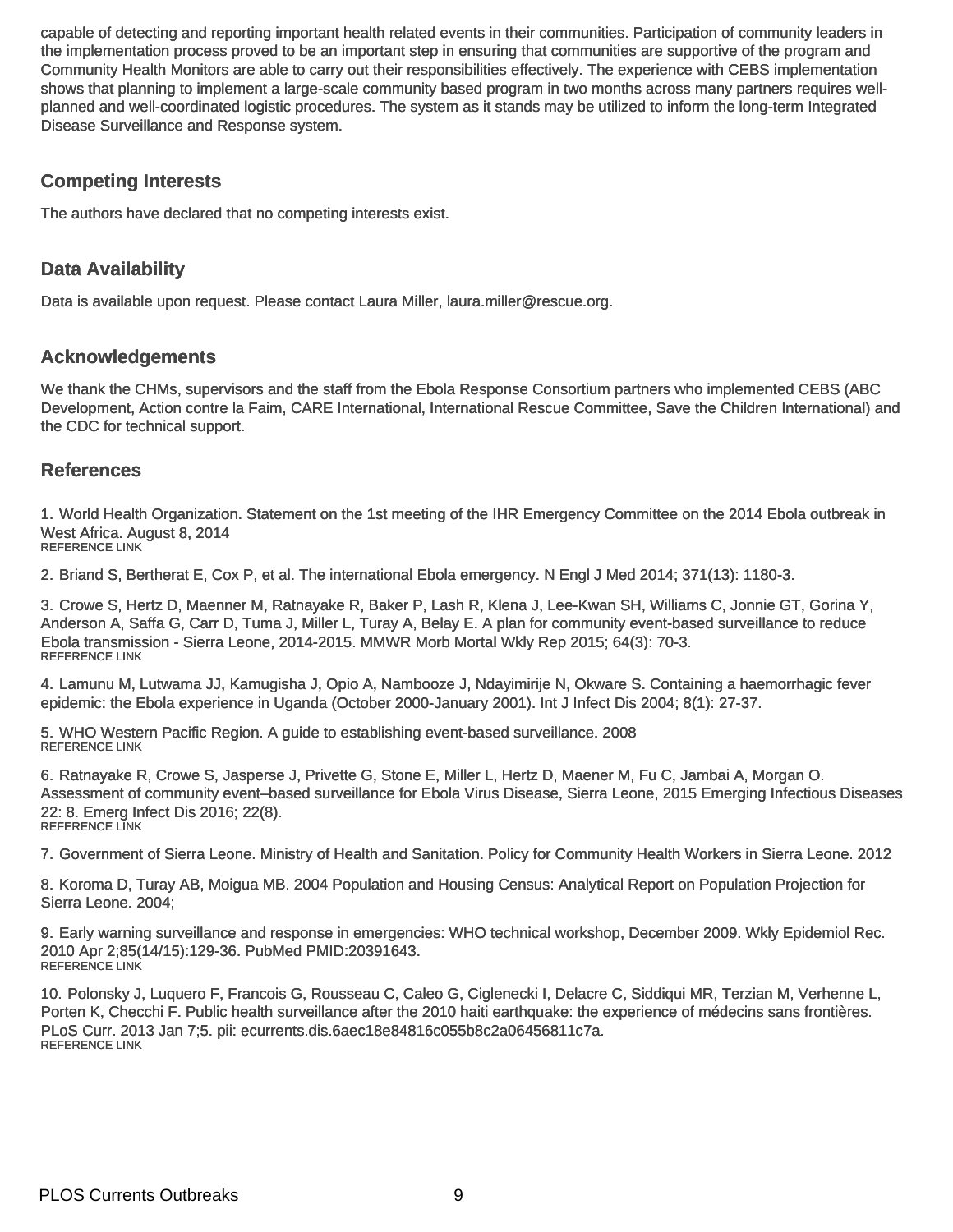capable of detecting and reporting important health related events in their communities. Participation of community leaders in the implementation process proved to be an important step in ensuring that communities are supportive of the program and Community Health Monitors are able to carry out their responsibilities effectively. The experience with CEBS implementation shows that planning to implement a large-scale community based program in two months across many partners requires well-planned and well-coordinated logistic procedures. The system as it stands may be utilized to inform the long-term Integrated Disease Surveillance and Response system.

## Competing Interests

The authors have declared that no competing interests exist.

## Data Availability

Data is available upon request. Please contact Laura Miller, laura.miller@rescue.org.

## Acknowledgements

We thank the CHMs, supervisors and the staff from the Ebola Response Consortium partners who implemented CEBS (ABC Development, Action contre la Faim, CARE International, International Rescue Committee, Save the Children International) and the CDC for technical support.

## References

1. World Health Organization. Statement on the 1st meeting of the IHR Emergency Committee on the 2014 Ebola outbreak in West Africa. August 8, 2014
REFERENCE LINK

2. Briand S, Bertherat E, Cox P, et al. The international Ebola emergency. N Engl J Med 2014; 371(13): 1180-3.

3. Crowe S, Hertz D, Maenner M, Ratnayake R, Baker P, Lash R, Klena J, Lee-Kwan SH, Williams C, Jonnie GT, Gorina Y, Anderson A, Saffa G, Carr D, Tuma J, Miller L, Turay A, Belay E. A plan for community event-based surveillance to reduce Ebola transmission - Sierra Leone, 2014-2015. MMWR Morb Mortal Wkly Rep 2015; 64(3): 70-3.
REFERENCE LINK

4. Lamunu M, Lutwama JJ, Kamugisha J, Opio A, Nambooze J, Ndayimirije N, Okware S. Containing a haemorrhagic fever epidemic: the Ebola experience in Uganda (October 2000-January 2001). Int J Infect Dis 2004; 8(1): 27-37.

5. WHO Western Pacific Region. A guide to establishing event-based surveillance. 2008
REFERENCE LINK

6. Ratnayake R, Crowe S, Jasperse J, Privette G, Stone E, Miller L, Hertz D, Maener M, Fu C, Jambai A, Morgan O. Assessment of community event–based surveillance for Ebola Virus Disease, Sierra Leone, 2015 Emerging Infectious Diseases 22: 8. Emerg Infect Dis 2016; 22(8).
REFERENCE LINK

7. Government of Sierra Leone. Ministry of Health and Sanitation. Policy for Community Health Workers in Sierra Leone. 2012

8. Koroma D, Turay AB, Moigua MB. 2004 Population and Housing Census: Analytical Report on Population Projection for Sierra Leone. 2004;

9. Early warning surveillance and response in emergencies: WHO technical workshop, December 2009. Wkly Epidemiol Rec. 2010 Apr 2;85(14/15):129-36. PubMed PMID:20391643.
REFERENCE LINK

10. Polonsky J, Luquero F, Francois G, Rousseau C, Caleo G, Ciglenecki I, Delacre C, Siddiqui MR, Terzian M, Verhenne L, Porten K, Checchi F. Public health surveillance after the 2010 haiti earthquake: the experience of médecins sans frontières. PLoS Curr. 2013 Jan 7;5. pii: ecurrents.dis.6aec18e84816c055b8c2a06456811c7a.
REFERENCE LINK